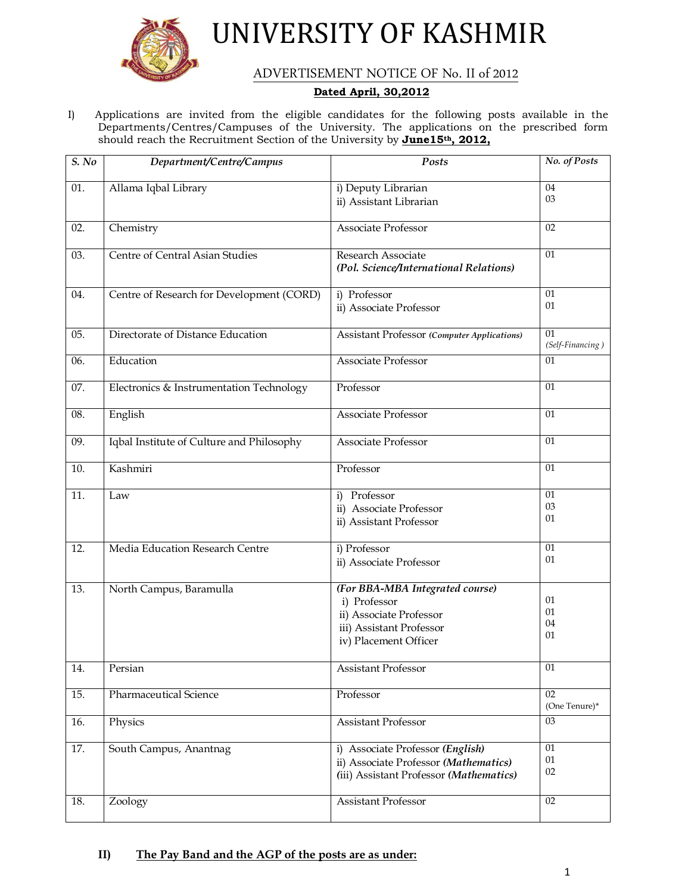# UNIVERSITY OF KASHMIR

## ADVERTISEMENT NOTICE OF No. II of 2012

**Dated April, 30,2012**

I) Applications are invited from the eligible candidates for the following posts available in the Departments/Centres/Campuses of the University. The applications on the prescribed form should reach the Recruitment Section of the University by **June15th, 2012,**

| *S. No* | *Department/Centre/Campus* | *Posts* | *No. of Posts* |
|---|---|---|---|
| 01. | Allama Iqbal Library | i) Deputy Librarian<br>ii) Assistant Librarian | 04<br>03 |
| 02. | Chemistry | Associate Professor | 02 |
| 03. | Centre of Central Asian Studies | Research Associate<br>***(Pol. Science/International Relations)*** | 01 |
| 04. | Centre of Research for Development (CORD) | i) Professor<br>ii) Associate Professor | 01<br>01 |
| 05. | Directorate of Distance Education | Assistant Professor *(Computer Applications)* | 01<br>*(Self-Financing )* |
| 06. | Education | Associate Professor | 01 |
| 07. | Electronics & Instrumentation Technology | Professor | 01 |
| 08. | English | Associate Professor | 01 |
| 09. | Iqbal Institute of Culture and Philosophy | Associate Professor | 01 |
| 10. | Kashmiri | Professor | 01 |
| 11. | Law | i) Professor<br>ii) Associate Professor<br>ii) Assistant Professor | 01<br>03<br>01 |
| 12. | Media Education Research Centre | i) Professor<br>ii) Associate Professor | 01<br>01 |
| 13. | North Campus, Baramulla | ***(For BBA-MBA Integrated course)***<br>i) Professor<br>ii) Associate Professor<br>iii) Assistant Professor<br>iv) Placement Officer | <br>01<br>01<br>04<br>01 |
| 14. | Persian | Assistant Professor | 01 |
| 15. | Pharmaceutical Science | Professor | 02<br>(One Tenure)* |
| 16. | Physics | Assistant Professor | 03 |
| 17. | South Campus, Anantnag | i) Associate Professor ***(English)***<br>ii) Associate Professor ***(Mathematics)***<br>(iii) Assistant Professor ***(Mathematics)*** | 01<br>01<br>02 |
| 18. | Zoology | Assistant Professor | 02 |

**II) The Pay Band and the AGP of the posts are as under:**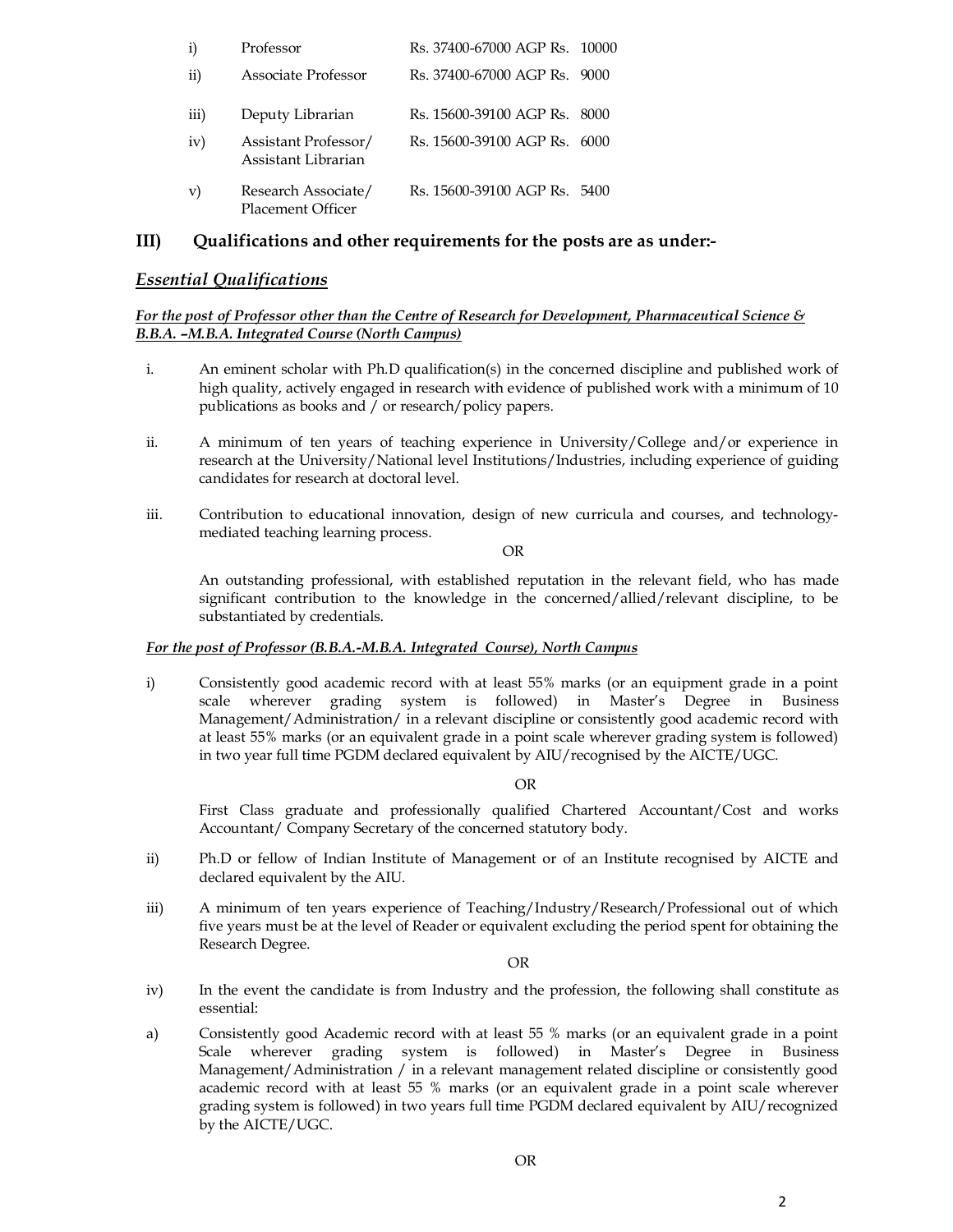| | | |
|---|---|---|
| i) | Professor | Rs. 37400-67000 AGP Rs. 10000 |
| ii) | Associate Professor | Rs. 37400-67000 AGP Rs. 9000 |
| iii) | Deputy Librarian | Rs. 15600-39100 AGP Rs. 8000 |
| iv) | Assistant Professor/ Assistant Librarian | Rs. 15600-39100 AGP Rs. 6000 |
| v) | Research Associate/ Placement Officer | Rs. 15600-39100 AGP Rs. 5400 |

## III) Qualifications and other requirements for the posts are as under:-

### *Essential Qualifications*

***For the post of Professor other than the Centre of Research for Development, Pharmaceutical Science & B.B.A. –M.B.A. Integrated Course (North Campus)***

i. An eminent scholar with Ph.D qualification(s) in the concerned discipline and published work of high quality, actively engaged in research with evidence of published work with a minimum of 10 publications as books and / or research/policy papers.

ii. A minimum of ten years of teaching experience in University/College and/or experience in research at the University/National level Institutions/Industries, including experience of guiding candidates for research at doctoral level.

iii. Contribution to educational innovation, design of new curricula and courses, and technology-mediated teaching learning process.

OR

An outstanding professional, with established reputation in the relevant field, who has made significant contribution to the knowledge in the concerned/allied/relevant discipline, to be substantiated by credentials.

***For the post of Professor (B.B.A.-M.B.A. Integrated Course), North Campus***

i) Consistently good academic record with at least 55% marks (or an equipment grade in a point scale wherever grading system is followed) in Master's Degree in Business Management/Administration/ in a relevant discipline or consistently good academic record with at least 55% marks (or an equivalent grade in a point scale wherever grading system is followed) in two year full time PGDM declared equivalent by AIU/recognised by the AICTE/UGC.

OR

First Class graduate and professionally qualified Chartered Accountant/Cost and works Accountant/ Company Secretary of the concerned statutory body.

ii) Ph.D or fellow of Indian Institute of Management or of an Institute recognised by AICTE and declared equivalent by the AIU.

iii) A minimum of ten years experience of Teaching/Industry/Research/Professional out of which five years must be at the level of Reader or equivalent excluding the period spent for obtaining the Research Degree.

OR

iv) In the event the candidate is from Industry and the profession, the following shall constitute as essential:

a) Consistently good Academic record with at least 55 % marks (or an equivalent grade in a point Scale wherever grading system is followed) in Master's Degree in Business Management/Administration / in a relevant management related discipline or consistently good academic record with at least 55 % marks (or an equivalent grade in a point scale wherever grading system is followed) in two years full time PGDM declared equivalent by AIU/recognized by the AICTE/UGC.

OR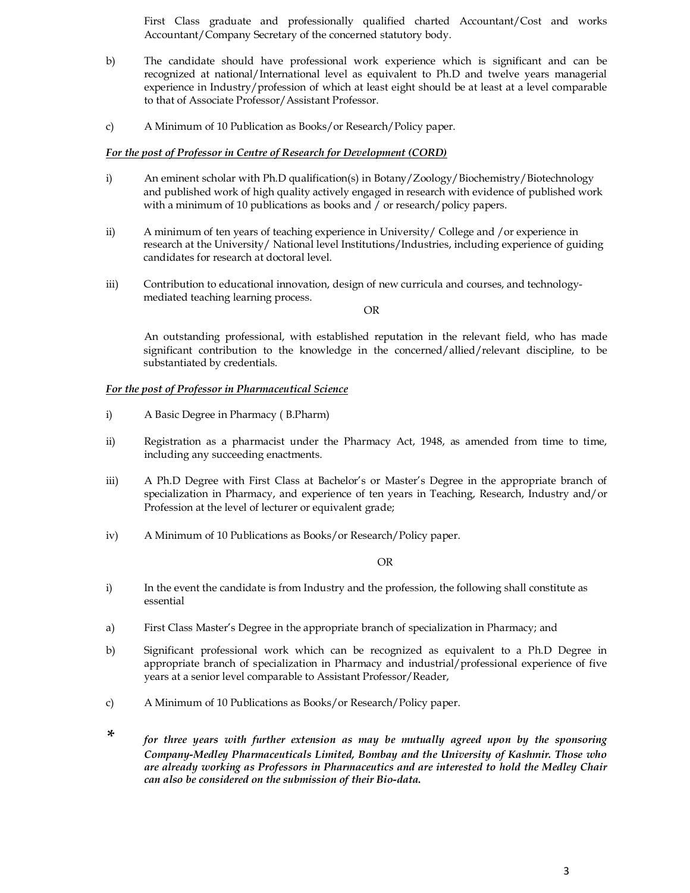First Class graduate and professionally qualified charted Accountant/Cost and works Accountant/Company Secretary of the concerned statutory body.

b) The candidate should have professional work experience which is significant and can be recognized at national/International level as equivalent to Ph.D and twelve years managerial experience in Industry/profession of which at least eight should be at least at a level comparable to that of Associate Professor/Assistant Professor.

c) A Minimum of 10 Publication as Books/or Research/Policy paper.

***<u>For the post of Professor in Centre of Research for Development (CORD)</u>***

i) An eminent scholar with Ph.D qualification(s) in Botany/Zoology/Biochemistry/Biotechnology and published work of high quality actively engaged in research with evidence of published work with a minimum of 10 publications as books and / or research/policy papers.

ii) A minimum of ten years of teaching experience in University/ College and /or experience in research at the University/ National level Institutions/Industries, including experience of guiding candidates for research at doctoral level.

iii) Contribution to educational innovation, design of new curricula and courses, and technology-mediated teaching learning process.

OR

An outstanding professional, with established reputation in the relevant field, who has made significant contribution to the knowledge in the concerned/allied/relevant discipline, to be substantiated by credentials.

***<u>For the post of Professor in Pharmaceutical Science</u>***

i) A Basic Degree in Pharmacy ( B.Pharm)

ii) Registration as a pharmacist under the Pharmacy Act, 1948, as amended from time to time, including any succeeding enactments.

iii) A Ph.D Degree with First Class at Bachelor's or Master's Degree in the appropriate branch of specialization in Pharmacy, and experience of ten years in Teaching, Research, Industry and/or Profession at the level of lecturer or equivalent grade;

iv) A Minimum of 10 Publications as Books/or Research/Policy paper.

OR

i) In the event the candidate is from Industry and the profession, the following shall constitute as essential

a) First Class Master's Degree in the appropriate branch of specialization in Pharmacy; and

b) Significant professional work which can be recognized as equivalent to a Ph.D Degree in appropriate branch of specialization in Pharmacy and industrial/professional experience of five years at a senior level comparable to Assistant Professor/Reader,

c) A Minimum of 10 Publications as Books/or Research/Policy paper.

\* ***for three years with further extension as may be mutually agreed upon by the sponsoring Company-Medley Pharmaceuticals Limited, Bombay and the University of Kashmir. Those who are already working as Professors in Pharmaceutics and are interested to hold the Medley Chair can also be considered on the submission of their Bio-data.***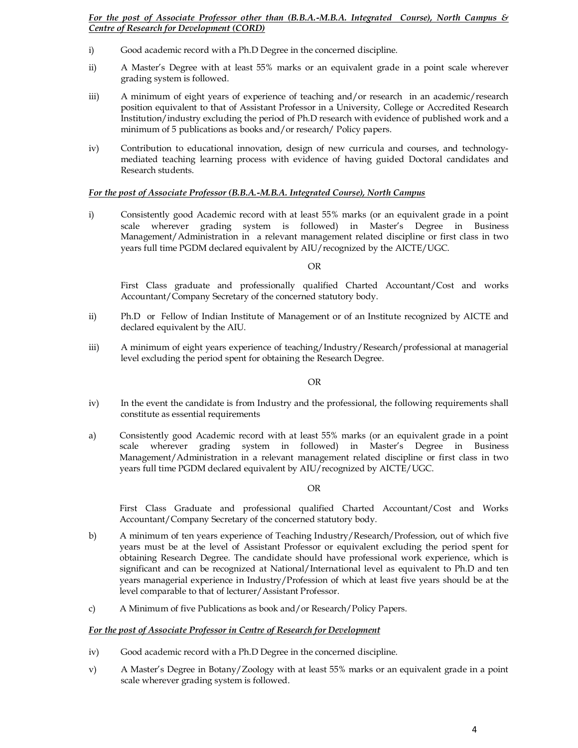***For the post of Associate Professor other than (B.B.A.-M.B.A. Integrated Course), North Campus & Centre of Research for Development (CORD)***

i) Good academic record with a Ph.D Degree in the concerned discipline.

ii) A Master's Degree with at least 55% marks or an equivalent grade in a point scale wherever grading system is followed.

iii) A minimum of eight years of experience of teaching and/or research in an academic/research position equivalent to that of Assistant Professor in a University, College or Accredited Research Institution/industry excluding the period of Ph.D research with evidence of published work and a minimum of 5 publications as books and/or research/ Policy papers.

iv) Contribution to educational innovation, design of new curricula and courses, and technology-mediated teaching learning process with evidence of having guided Doctoral candidates and Research students.

***For the post of Associate Professor (B.B.A.-M.B.A. Integrated Course), North Campus***

i) Consistently good Academic record with at least 55% marks (or an equivalent grade in a point scale wherever grading system is followed) in Master's Degree in Business Management/Administration in a relevant management related discipline or first class in two years full time PGDM declared equivalent by AIU/recognized by the AICTE/UGC.

OR

First Class graduate and professionally qualified Charted Accountant/Cost and works Accountant/Company Secretary of the concerned statutory body.

ii) Ph.D or Fellow of Indian Institute of Management or of an Institute recognized by AICTE and declared equivalent by the AIU.

iii) A minimum of eight years experience of teaching/Industry/Research/professional at managerial level excluding the period spent for obtaining the Research Degree.

OR

iv) In the event the candidate is from Industry and the professional, the following requirements shall constitute as essential requirements

a) Consistently good Academic record with at least 55% marks (or an equivalent grade in a point scale wherever grading system in followed) in Master's Degree in Business Management/Administration in a relevant management related discipline or first class in two years full time PGDM declared equivalent by AIU/recognized by AICTE/UGC.

OR

First Class Graduate and professional qualified Charted Accountant/Cost and Works Accountant/Company Secretary of the concerned statutory body.

b) A minimum of ten years experience of Teaching Industry/Research/Profession, out of which five years must be at the level of Assistant Professor or equivalent excluding the period spent for obtaining Research Degree. The candidate should have professional work experience, which is significant and can be recognized at National/International level as equivalent to Ph.D and ten years managerial experience in Industry/Profession of which at least five years should be at the level comparable to that of lecturer/Assistant Professor.

c) A Minimum of five Publications as book and/or Research/Policy Papers.

***For the post of Associate Professor in Centre of Research for Development***

iv) Good academic record with a Ph.D Degree in the concerned discipline.

v) A Master's Degree in Botany/Zoology with at least 55% marks or an equivalent grade in a point scale wherever grading system is followed.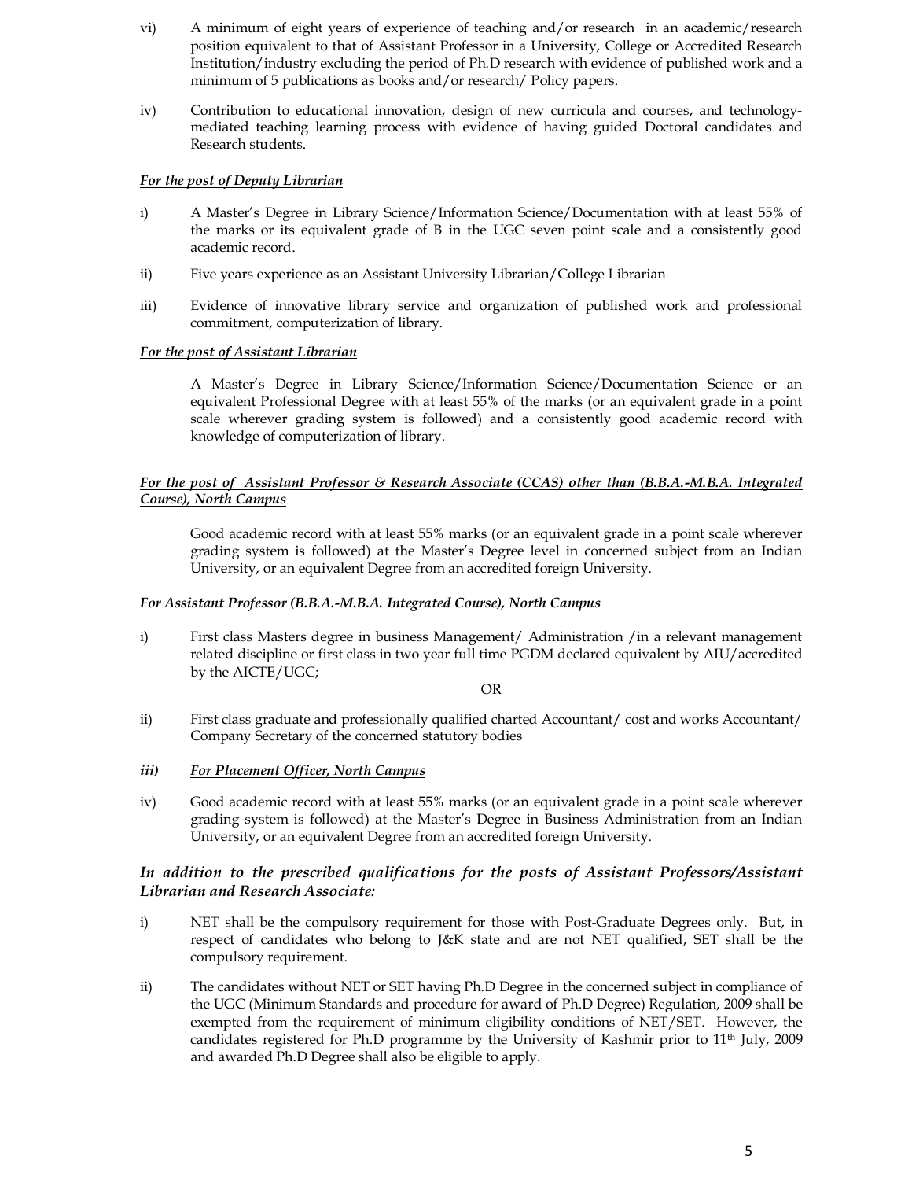vi) A minimum of eight years of experience of teaching and/or research in an academic/research position equivalent to that of Assistant Professor in a University, College or Accredited Research Institution/industry excluding the period of Ph.D research with evidence of published work and a minimum of 5 publications as books and/or research/ Policy papers.

iv) Contribution to educational innovation, design of new curricula and courses, and technology-mediated teaching learning process with evidence of having guided Doctoral candidates and Research students.

***For the post of Deputy Librarian***

i) A Master's Degree in Library Science/Information Science/Documentation with at least 55% of the marks or its equivalent grade of B in the UGC seven point scale and a consistently good academic record.

ii) Five years experience as an Assistant University Librarian/College Librarian

iii) Evidence of innovative library service and organization of published work and professional commitment, computerization of library.

***For the post of Assistant Librarian***

A Master's Degree in Library Science/Information Science/Documentation Science or an equivalent Professional Degree with at least 55% of the marks (or an equivalent grade in a point scale wherever grading system is followed) and a consistently good academic record with knowledge of computerization of library.

***For the post of Assistant Professor & Research Associate (CCAS) other than (B.B.A.-M.B.A. Integrated Course), North Campus***

Good academic record with at least 55% marks (or an equivalent grade in a point scale wherever grading system is followed) at the Master's Degree level in concerned subject from an Indian University, or an equivalent Degree from an accredited foreign University.

***For Assistant Professor (B.B.A.-M.B.A. Integrated Course), North Campus***

i) First class Masters degree in business Management/ Administration /in a relevant management related discipline or first class in two year full time PGDM declared equivalent by AIU/accredited by the AICTE/UGC;

OR

ii) First class graduate and professionally qualified charted Accountant/ cost and works Accountant/ Company Secretary of the concerned statutory bodies

***iii) For Placement Officer, North Campus***

iv) Good academic record with at least 55% marks (or an equivalent grade in a point scale wherever grading system is followed) at the Master's Degree in Business Administration from an Indian University, or an equivalent Degree from an accredited foreign University.

***In addition to the prescribed qualifications for the posts of Assistant Professors/Assistant Librarian and Research Associate:***

i) NET shall be the compulsory requirement for those with Post-Graduate Degrees only. But, in respect of candidates who belong to J&K state and are not NET qualified, SET shall be the compulsory requirement.

ii) The candidates without NET or SET having Ph.D Degree in the concerned subject in compliance of the UGC (Minimum Standards and procedure for award of Ph.D Degree) Regulation, 2009 shall be exempted from the requirement of minimum eligibility conditions of NET/SET. However, the candidates registered for Ph.D programme by the University of Kashmir prior to 11th July, 2009 and awarded Ph.D Degree shall also be eligible to apply.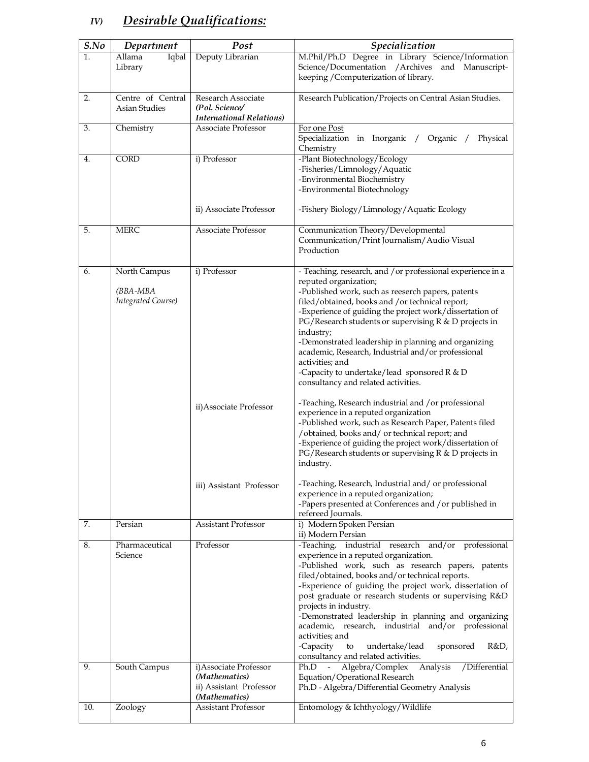## IV) *Desirable Qualifications:*

| *S.No* | *Department* | *Post* | *Specialization* |
|---|---|---|---|
| 1. | Allama Iqbal Library | Deputy Librarian | M.Phil/Ph.D Degree in Library Science/Information Science/Documentation /Archives and Manuscript-keeping /Computerization of library. |
| 2. | Centre of Central Asian Studies | Research Associate ***(Pol. Science/ International Relations)*** | Research Publication/Projects on Central Asian Studies. |
| 3. | Chemistry | Associate Professor | For one Post<br>Specialization in Inorganic / Organic / Physical Chemistry |
| 4. | CORD | i) Professor | -Plant Biotechnology/Ecology<br>-Fisheries/Limnology/Aquatic<br>-Environmental Biochemistry<br>-Environmental Biotechnology |
| | | ii) Associate Professor | -Fishery Biology/Limnology/Aquatic Ecology |
| 5. | MERC | Associate Professor | Communication Theory/Developmental Communication/Print Journalism/Audio Visual Production |
| 6. | North Campus<br>*(BBA-MBA Integrated Course)* | i) Professor | - Teaching, research, and /or professional experience in a reputed organization;<br>-Published work, such as reeserch papers, patents filed/obtained, books and /or technical report;<br>-Experience of guiding the project work/dissertation of PG/Research students or supervising R & D projects in industry;<br>-Demonstrated leadership in planning and organizing academic, Research, Industrial and/or professional activities; and<br>-Capacity to undertake/lead sponsored R & D consultancy and related activities. |
| | | ii)Associate Professor | -Teaching, Research industrial and /or professional experience in a reputed organization<br>-Published work, such as Research Paper, Patents filed /obtained, books and/ or technical report; and<br>-Experience of guiding the project work/dissertation of PG/Research students or supervising R & D projects in industry. |
| | | iii) Assistant Professor | -Teaching, Research, Industrial and/ or professional experience in a reputed organization;<br>-Papers presented at Conferences and /or published in refereed Journals. |
| 7. | Persian | Assistant Professor | i) Modern Spoken Persian<br>ii) Modern Persian |
| 8. | Pharmaceutical Science | Professor | -Teaching, industrial research and/or professional experience in a reputed organization.<br>-Published work, such as research papers, patents filed/obtained, books and/or technical reports.<br>-Experience of guiding the project work, dissertation of post graduate or research students or supervising R&D projects in industry.<br>-Demonstrated leadership in planning and organizing academic, research, industrial and/or professional activities; and<br>-Capacity to undertake/lead sponsored R&D, consultancy and related activities. |
| 9. | South Campus | i)Associate Professor ***(Mathematics)***<br>ii) Assistant Professor ***(Mathematics)*** | Ph.D - Algebra/Complex Analysis /Differential Equation/Operational Research<br>Ph.D - Algebra/Differential Geometry Analysis |
| 10. | Zoology | Assistant Professor | Entomology & Ichthyology/Wildlife |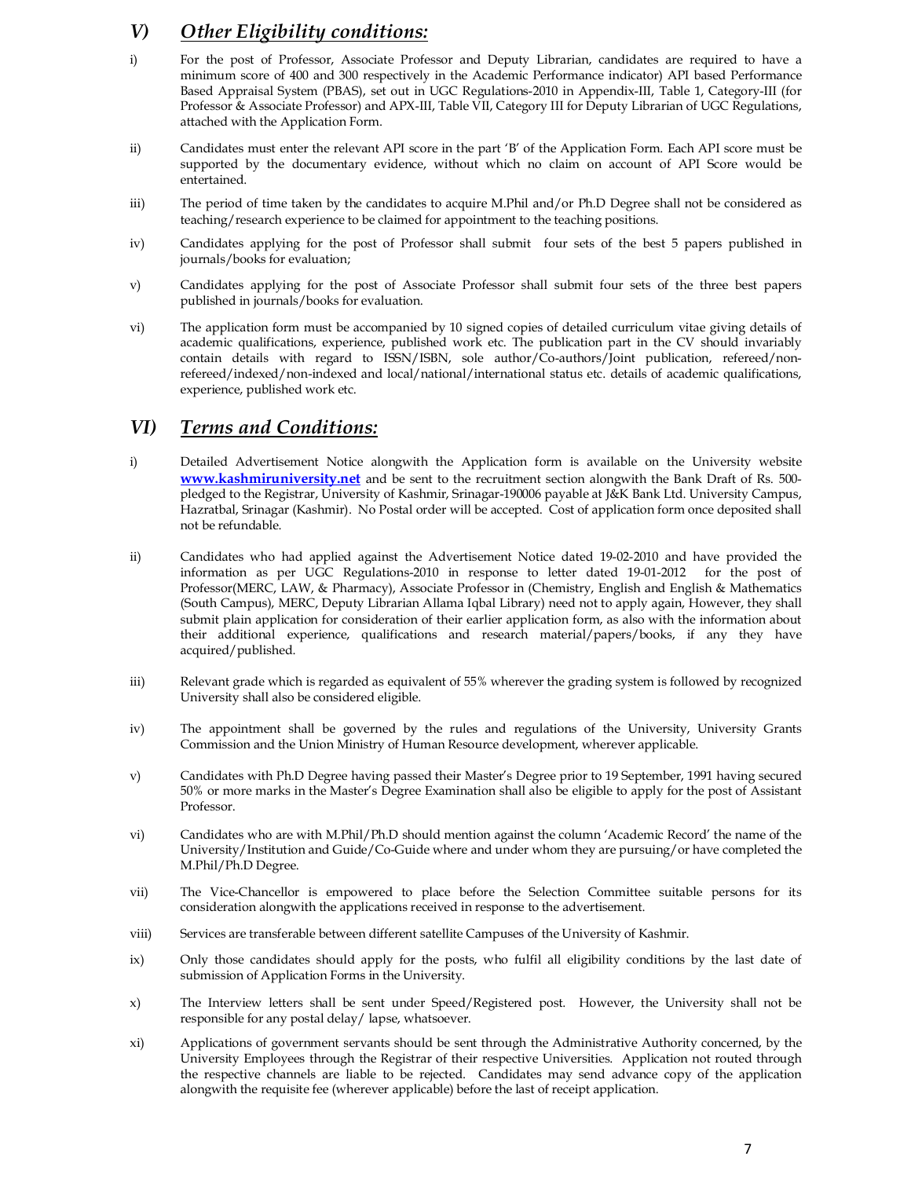## V) *Other Eligibility conditions:*

i) For the post of Professor, Associate Professor and Deputy Librarian, candidates are required to have a minimum score of 400 and 300 respectively in the Academic Performance indicator) API based Performance Based Appraisal System (PBAS), set out in UGC Regulations-2010 in Appendix-III, Table 1, Category-III (for Professor & Associate Professor) and APX-III, Table VII, Category III for Deputy Librarian of UGC Regulations, attached with the Application Form.

ii) Candidates must enter the relevant API score in the part 'B' of the Application Form. Each API score must be supported by the documentary evidence, without which no claim on account of API Score would be entertained.

iii) The period of time taken by the candidates to acquire M.Phil and/or Ph.D Degree shall not be considered as teaching/research experience to be claimed for appointment to the teaching positions.

iv) Candidates applying for the post of Professor shall submit four sets of the best 5 papers published in journals/books for evaluation;

v) Candidates applying for the post of Associate Professor shall submit four sets of the three best papers published in journals/books for evaluation.

vi) The application form must be accompanied by 10 signed copies of detailed curriculum vitae giving details of academic qualifications, experience, published work etc. The publication part in the CV should invariably contain details with regard to ISSN/ISBN, sole author/Co-authors/Joint publication, refereed/non-refereed/indexed/non-indexed and local/national/international status etc. details of academic qualifications, experience, published work etc.

## VI) *Terms and Conditions:*

i) Detailed Advertisement Notice alongwith the Application form is available on the University website **www.kashmiruniversity.net** and be sent to the recruitment section alongwith the Bank Draft of Rs. 500- pledged to the Registrar, University of Kashmir, Srinagar-190006 payable at J&K Bank Ltd. University Campus, Hazratbal, Srinagar (Kashmir). No Postal order will be accepted. Cost of application form once deposited shall not be refundable.

ii) Candidates who had applied against the Advertisement Notice dated 19-02-2010 and have provided the information as per UGC Regulations-2010 in response to letter dated 19-01-2012 for the post of Professor(MERC, LAW, & Pharmacy), Associate Professor in (Chemistry, English and English & Mathematics (South Campus), MERC, Deputy Librarian Allama Iqbal Library) need not to apply again, However, they shall submit plain application for consideration of their earlier application form, as also with the information about their additional experience, qualifications and research material/papers/books, if any they have acquired/published.

iii) Relevant grade which is regarded as equivalent of 55% wherever the grading system is followed by recognized University shall also be considered eligible.

iv) The appointment shall be governed by the rules and regulations of the University, University Grants Commission and the Union Ministry of Human Resource development, wherever applicable.

v) Candidates with Ph.D Degree having passed their Master's Degree prior to 19 September, 1991 having secured 50% or more marks in the Master's Degree Examination shall also be eligible to apply for the post of Assistant Professor.

vi) Candidates who are with M.Phil/Ph.D should mention against the column 'Academic Record' the name of the University/Institution and Guide/Co-Guide where and under whom they are pursuing/or have completed the M.Phil/Ph.D Degree.

vii) The Vice-Chancellor is empowered to place before the Selection Committee suitable persons for its consideration alongwith the applications received in response to the advertisement.

viii) Services are transferable between different satellite Campuses of the University of Kashmir.

ix) Only those candidates should apply for the posts, who fulfil all eligibility conditions by the last date of submission of Application Forms in the University.

x) The Interview letters shall be sent under Speed/Registered post. However, the University shall not be responsible for any postal delay/ lapse, whatsoever.

xi) Applications of government servants should be sent through the Administrative Authority concerned, by the University Employees through the Registrar of their respective Universities. Application not routed through the respective channels are liable to be rejected. Candidates may send advance copy of the application alongwith the requisite fee (wherever applicable) before the last of receipt application.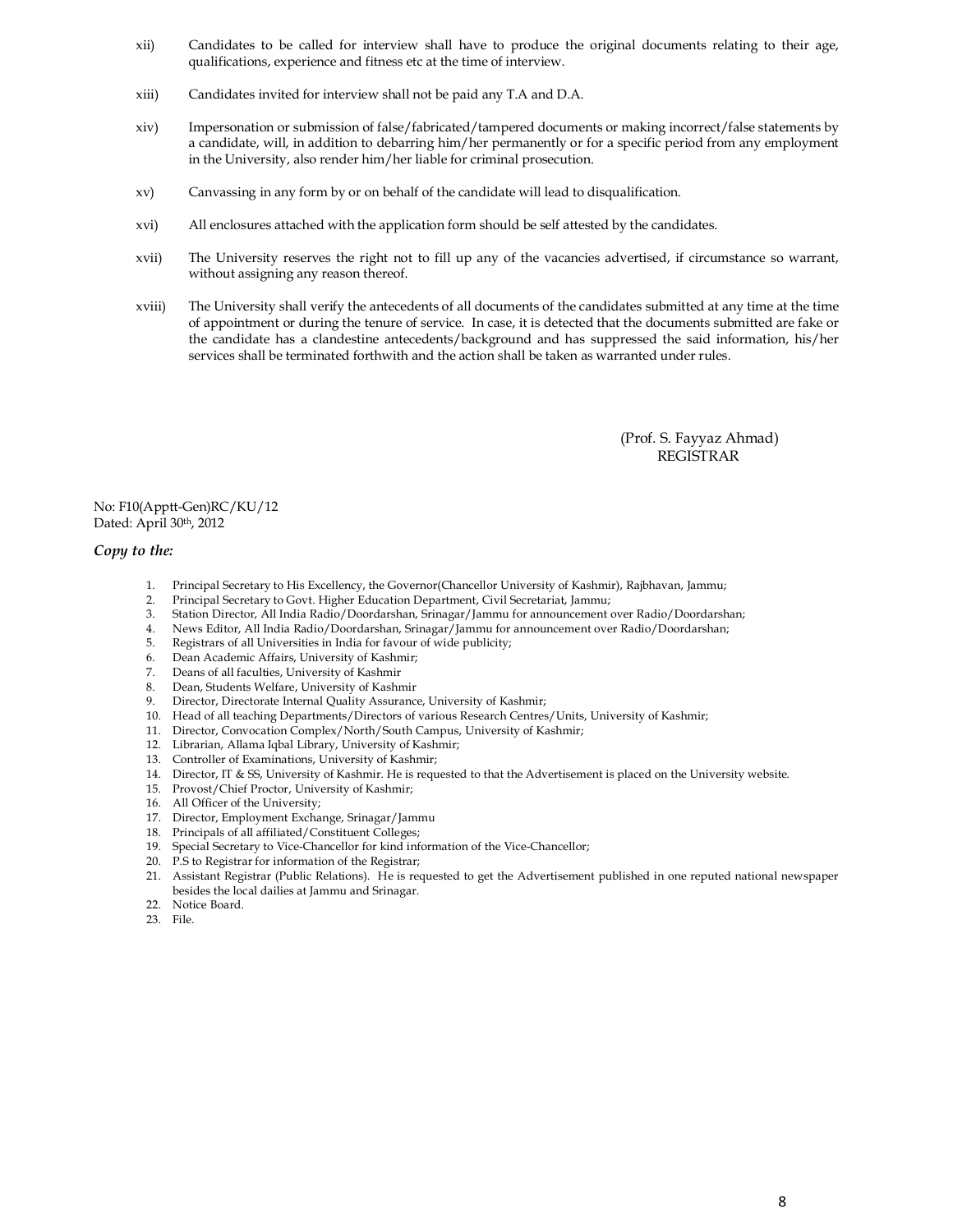xii) Candidates to be called for interview shall have to produce the original documents relating to their age, qualifications, experience and fitness etc at the time of interview.

xiii) Candidates invited for interview shall not be paid any T.A and D.A.

xiv) Impersonation or submission of false/fabricated/tampered documents or making incorrect/false statements by a candidate, will, in addition to debarring him/her permanently or for a specific period from any employment in the University, also render him/her liable for criminal prosecution.

xv) Canvassing in any form by or on behalf of the candidate will lead to disqualification.

xvi) All enclosures attached with the application form should be self attested by the candidates.

xvii) The University reserves the right not to fill up any of the vacancies advertised, if circumstance so warrant, without assigning any reason thereof.

xviii) The University shall verify the antecedents of all documents of the candidates submitted at any time at the time of appointment or during the tenure of service. In case, it is detected that the documents submitted are fake or the candidate has a clandestine antecedents/background and has suppressed the said information, his/her services shall be terminated forthwith and the action shall be taken as warranted under rules.

(Prof. S. Fayyaz Ahmad)
REGISTRAR

No: F10(Apptt-Gen)RC/KU/12
Dated: April 30th, 2012

***Copy to the:***

1. Principal Secretary to His Excellency, the Governor(Chancellor University of Kashmir), Rajbhavan, Jammu;
2. Principal Secretary to Govt. Higher Education Department, Civil Secretariat, Jammu;
3. Station Director, All India Radio/Doordarshan, Srinagar/Jammu for announcement over Radio/Doordarshan;
4. News Editor, All India Radio/Doordarshan, Srinagar/Jammu for announcement over Radio/Doordarshan;
5. Registrars of all Universities in India for favour of wide publicity;
6. Dean Academic Affairs, University of Kashmir;
7. Deans of all faculties, University of Kashmir
8. Dean, Students Welfare, University of Kashmir
9. Director, Directorate Internal Quality Assurance, University of Kashmir;
10. Head of all teaching Departments/Directors of various Research Centres/Units, University of Kashmir;
11. Director, Convocation Complex/North/South Campus, University of Kashmir;
12. Librarian, Allama Iqbal Library, University of Kashmir;
13. Controller of Examinations, University of Kashmir;
14. Director, IT & SS, University of Kashmir. He is requested to that the Advertisement is placed on the University website.
15. Provost/Chief Proctor, University of Kashmir;
16. All Officer of the University;
17. Director, Employment Exchange, Srinagar/Jammu
18. Principals of all affiliated/Constituent Colleges;
19. Special Secretary to Vice-Chancellor for kind information of the Vice-Chancellor;
20. P.S to Registrar for information of the Registrar;
21. Assistant Registrar (Public Relations). He is requested to get the Advertisement published in one reputed national newspaper besides the local dailies at Jammu and Srinagar.
22. Notice Board.
23. File.